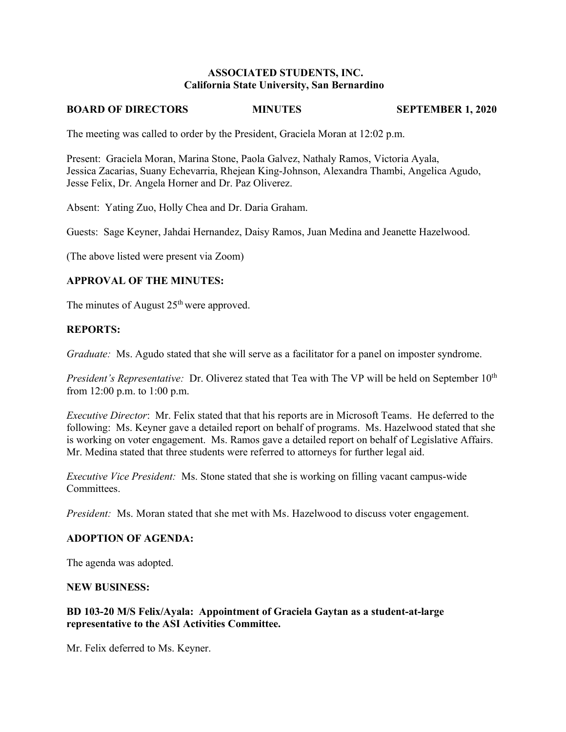**ASSOCIATED STUDENTS, INC.**
**California State University, San Bernardino**

**BOARD OF DIRECTORS MINUTES SEPTEMBER 1, 2020**

The meeting was called to order by the President, Graciela Moran at 12:02 p.m.

Present: Graciela Moran, Marina Stone, Paola Galvez, Nathaly Ramos, Victoria Ayala, Jessica Zacarias, Suany Echevarria, Rhejean King-Johnson, Alexandra Thambi, Angelica Agudo, Jesse Felix, Dr. Angela Horner and Dr. Paz Oliverez.

Absent: Yating Zuo, Holly Chea and Dr. Daria Graham.

Guests: Sage Keyner, Jahdai Hernandez, Daisy Ramos, Juan Medina and Jeanette Hazelwood.

(The above listed were present via Zoom)

**APPROVAL OF THE MINUTES:**

The minutes of August 25th were approved.

**REPORTS:**

*Graduate:* Ms. Agudo stated that she will serve as a facilitator for a panel on imposter syndrome.

*President's Representative:* Dr. Oliverez stated that Tea with The VP will be held on September 10th from 12:00 p.m. to 1:00 p.m.

*Executive Director*: Mr. Felix stated that that his reports are in Microsoft Teams. He deferred to the following: Ms. Keyner gave a detailed report on behalf of programs. Ms. Hazelwood stated that she is working on voter engagement. Ms. Ramos gave a detailed report on behalf of Legislative Affairs. Mr. Medina stated that three students were referred to attorneys for further legal aid.

*Executive Vice President:* Ms. Stone stated that she is working on filling vacant campus-wide Committees.

*President:* Ms. Moran stated that she met with Ms. Hazelwood to discuss voter engagement.

**ADOPTION OF AGENDA:**

The agenda was adopted.

**NEW BUSINESS:**

**BD 103-20 M/S Felix/Ayala: Appointment of Graciela Gaytan as a student-at-large representative to the ASI Activities Committee.**

Mr. Felix deferred to Ms. Keyner.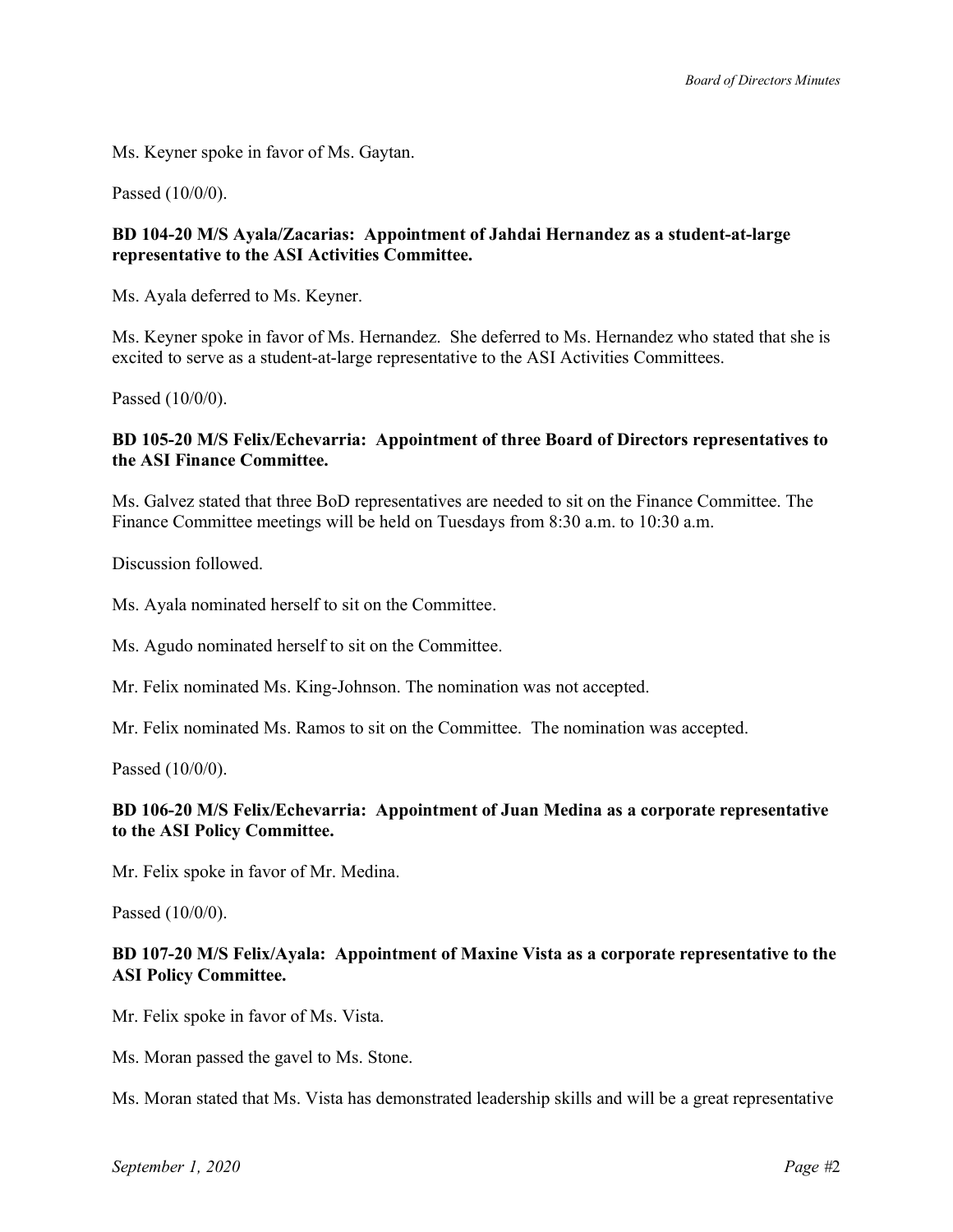Ms. Keyner spoke in favor of Ms. Gaytan.

Passed (10/0/0).

**BD 104-20 M/S Ayala/Zacarias: Appointment of Jahdai Hernandez as a student-at-large representative to the ASI Activities Committee.**

Ms. Ayala deferred to Ms. Keyner.

Ms. Keyner spoke in favor of Ms. Hernandez. She deferred to Ms. Hernandez who stated that she is excited to serve as a student-at-large representative to the ASI Activities Committees.

Passed (10/0/0).

**BD 105-20 M/S Felix/Echevarria: Appointment of three Board of Directors representatives to the ASI Finance Committee.**

Ms. Galvez stated that three BoD representatives are needed to sit on the Finance Committee. The Finance Committee meetings will be held on Tuesdays from 8:30 a.m. to 10:30 a.m.

Discussion followed.

Ms. Ayala nominated herself to sit on the Committee.

Ms. Agudo nominated herself to sit on the Committee.

Mr. Felix nominated Ms. King-Johnson. The nomination was not accepted.

Mr. Felix nominated Ms. Ramos to sit on the Committee. The nomination was accepted.

Passed (10/0/0).

**BD 106-20 M/S Felix/Echevarria: Appointment of Juan Medina as a corporate representative to the ASI Policy Committee.**

Mr. Felix spoke in favor of Mr. Medina.

Passed (10/0/0).

**BD 107-20 M/S Felix/Ayala: Appointment of Maxine Vista as a corporate representative to the ASI Policy Committee.**

Mr. Felix spoke in favor of Ms. Vista.

Ms. Moran passed the gavel to Ms. Stone.

Ms. Moran stated that Ms. Vista has demonstrated leadership skills and will be a great representative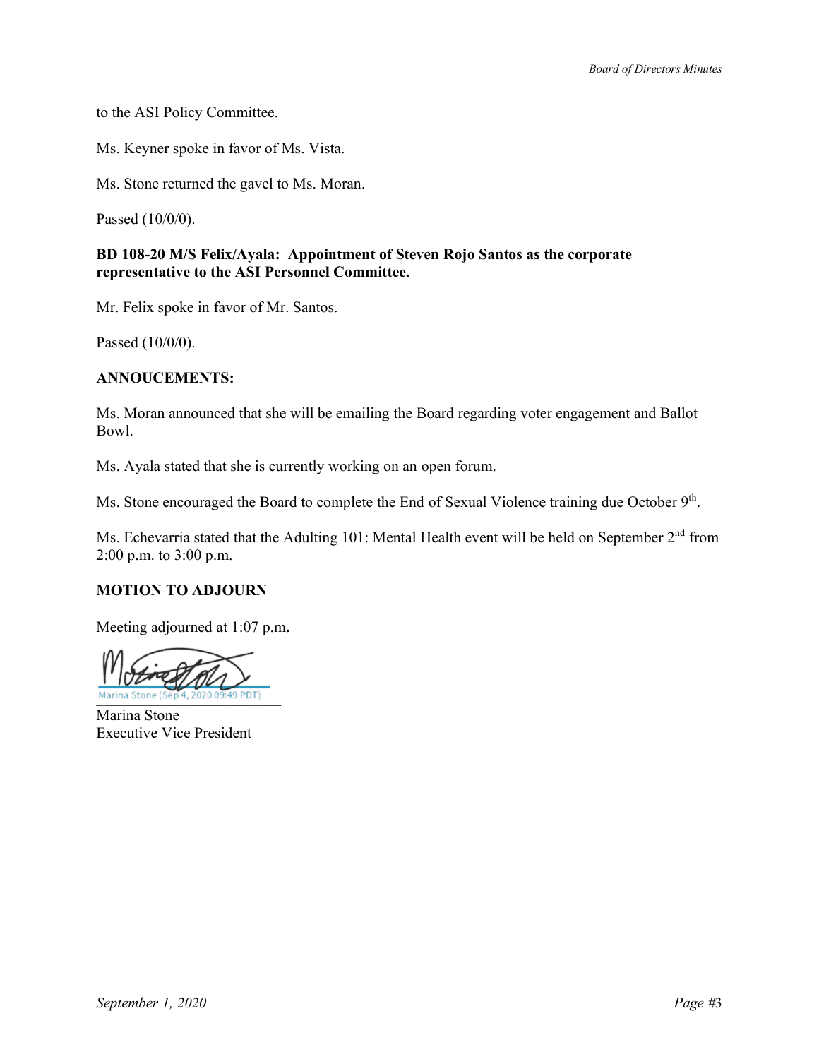to the ASI Policy Committee.

Ms. Keyner spoke in favor of Ms. Vista.

Ms. Stone returned the gavel to Ms. Moran.

Passed (10/0/0).

**BD 108-20 M/S Felix/Ayala: Appointment of Steven Rojo Santos as the corporate representative to the ASI Personnel Committee.**

Mr. Felix spoke in favor of Mr. Santos.

Passed (10/0/0).

**ANNOUCEMENTS:**

Ms. Moran announced that she will be emailing the Board regarding voter engagement and Ballot Bowl.

Ms. Ayala stated that she is currently working on an open forum.

Ms. Stone encouraged the Board to complete the End of Sexual Violence training due October 9th.

Ms. Echevarria stated that the Adulting 101: Mental Health event will be held on September 2nd from 2:00 p.m. to 3:00 p.m.

**MOTION TO ADJOURN**

Meeting adjourned at 1:07 p.m**.**

Marina Stone (Sep 4, 2020 09:49 PDT)

Marina Stone
Executive Vice President